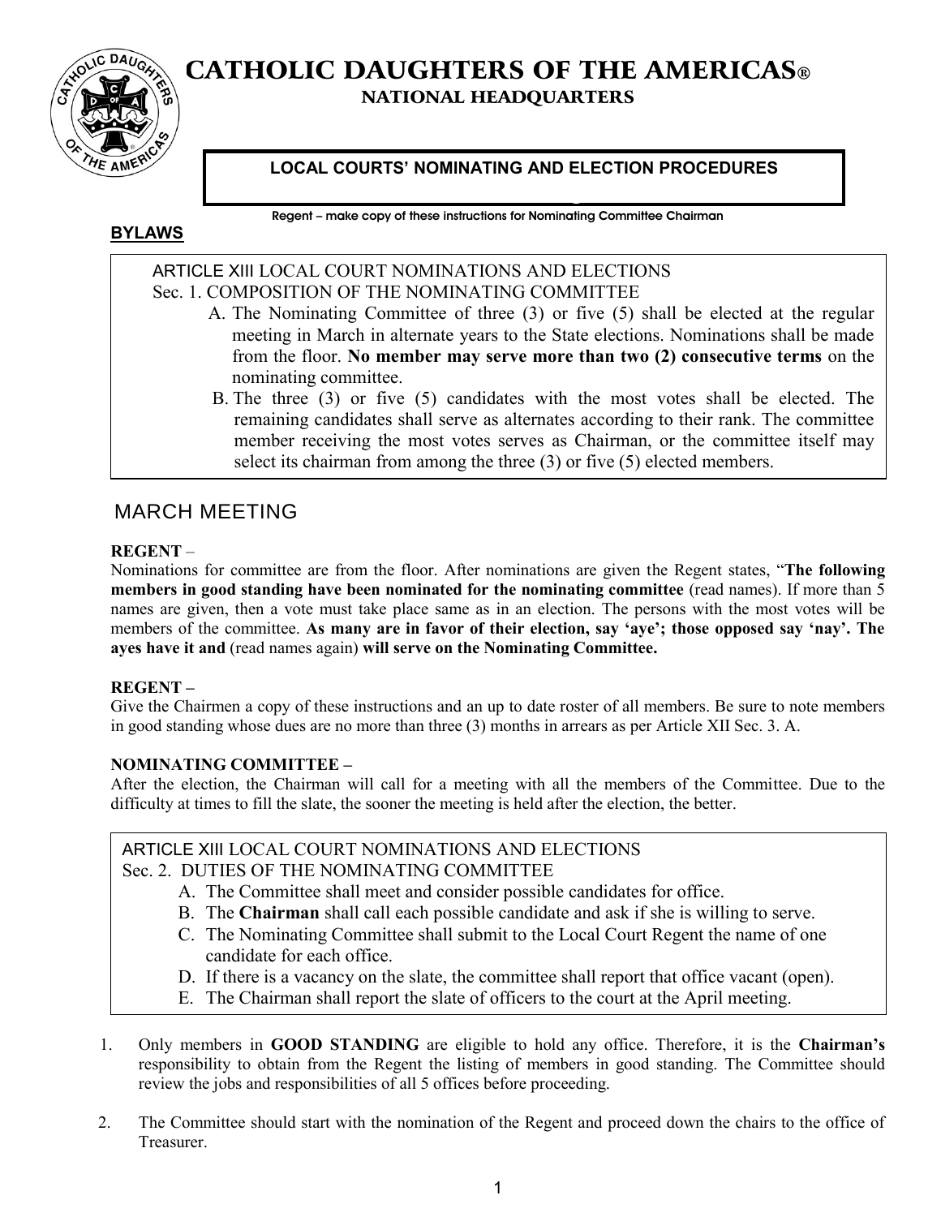# CATHOLIC DAUGHTERS OF THE AMERICAS®

## NATIONAL HEADQUARTERS

### LOCAL COURTS' NOMINATING AND ELECTION PROCEDURES

Regent – make copy of these instructions for Nominating Committee Chairman

**BYLAWS**

ARTICLE XIII LOCAL COURT NOMINATIONS AND ELECTIONS

Sec. 1. COMPOSITION OF THE NOMINATING COMMITTEE

A. The Nominating Committee of three (3) or five (5) shall be elected at the regular meeting in March in alternate years to the State elections. Nominations shall be made from the floor. **No member may serve more than two (2) consecutive terms** on the nominating committee.

B. The three (3) or five (5) candidates with the most votes shall be elected. The remaining candidates shall serve as alternates according to their rank. The committee member receiving the most votes serves as Chairman, or the committee itself may select its chairman from among the three (3) or five (5) elected members.

## MARCH MEETING

**REGENT** –

Nominations for committee are from the floor. After nominations are given the Regent states, "**The following members in good standing have been nominated for the nominating committee** (read names). If more than 5 names are given, then a vote must take place same as in an election. The persons with the most votes will be members of the committee. **As many are in favor of their election, say 'aye'; those opposed say 'nay'. The ayes have it and** (read names again) **will serve on the Nominating Committee.**

**REGENT –**

Give the Chairmen a copy of these instructions and an up to date roster of all members. Be sure to note members in good standing whose dues are no more than three (3) months in arrears as per Article XII Sec. 3. A.

**NOMINATING COMMITTEE –**

After the election, the Chairman will call for a meeting with all the members of the Committee. Due to the difficulty at times to fill the slate, the sooner the meeting is held after the election, the better.

ARTICLE XIII LOCAL COURT NOMINATIONS AND ELECTIONS

Sec. 2. DUTIES OF THE NOMINATING COMMITTEE

A. The Committee shall meet and consider possible candidates for office.
B. The **Chairman** shall call each possible candidate and ask if she is willing to serve.
C. The Nominating Committee shall submit to the Local Court Regent the name of one candidate for each office.
D. If there is a vacancy on the slate, the committee shall report that office vacant (open).
E. The Chairman shall report the slate of officers to the court at the April meeting.

1. Only members in **GOOD STANDING** are eligible to hold any office. Therefore, it is the **Chairman's** responsibility to obtain from the Regent the listing of members in good standing. The Committee should review the jobs and responsibilities of all 5 offices before proceeding.

2. The Committee should start with the nomination of the Regent and proceed down the chairs to the office of Treasurer.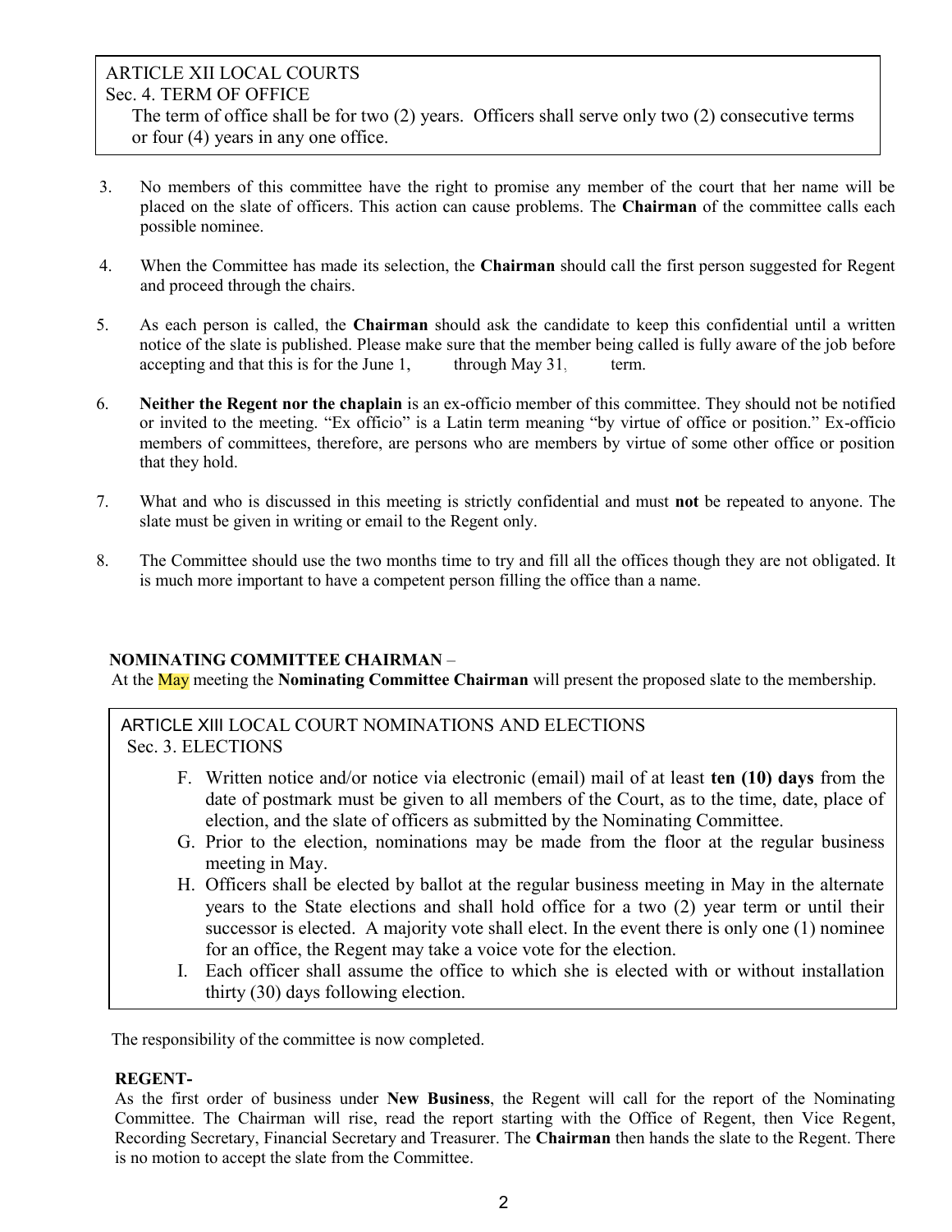ARTICLE XII LOCAL COURTS
Sec. 4. TERM OF OFFICE
The term of office shall be for two (2) years. Officers shall serve only two (2) consecutive terms or four (4) years in any one office.

3. No members of this committee have the right to promise any member of the court that her name will be placed on the slate of officers. This action can cause problems. The **Chairman** of the committee calls each possible nominee.

4. When the Committee has made its selection, the **Chairman** should call the first person suggested for Regent and proceed through the chairs.

5. As each person is called, the **Chairman** should ask the candidate to keep this confidential until a written notice of the slate is published. Please make sure that the member being called is fully aware of the job before accepting and that this is for the June 1, through May 31, term.

6. **Neither the Regent nor the chaplain** is an ex-officio member of this committee. They should not be notified or invited to the meeting. "Ex officio" is a Latin term meaning "by virtue of office or position." Ex-officio members of committees, therefore, are persons who are members by virtue of some other office or position that they hold.

7. What and who is discussed in this meeting is strictly confidential and must **not** be repeated to anyone. The slate must be given in writing or email to the Regent only.

8. The Committee should use the two months time to try and fill all the offices though they are not obligated. It is much more important to have a competent person filling the office than a name.

**NOMINATING COMMITTEE CHAIRMAN** –
At the May meeting the **Nominating Committee Chairman** will present the proposed slate to the membership.

ARTICLE XIII LOCAL COURT NOMINATIONS AND ELECTIONS
Sec. 3. ELECTIONS

F. Written notice and/or notice via electronic (email) mail of at least **ten (10) days** from the date of postmark must be given to all members of the Court, as to the time, date, place of election, and the slate of officers as submitted by the Nominating Committee.
G. Prior to the election, nominations may be made from the floor at the regular business meeting in May.
H. Officers shall be elected by ballot at the regular business meeting in May in the alternate years to the State elections and shall hold office for a two (2) year term or until their successor is elected. A majority vote shall elect. In the event there is only one (1) nominee for an office, the Regent may take a voice vote for the election.
I. Each officer shall assume the office to which she is elected with or without installation thirty (30) days following election.

The responsibility of the committee is now completed.

**REGENT-**
As the first order of business under **New Business**, the Regent will call for the report of the Nominating Committee. The Chairman will rise, read the report starting with the Office of Regent, then Vice Regent, Recording Secretary, Financial Secretary and Treasurer. The **Chairman** then hands the slate to the Regent. There is no motion to accept the slate from the Committee.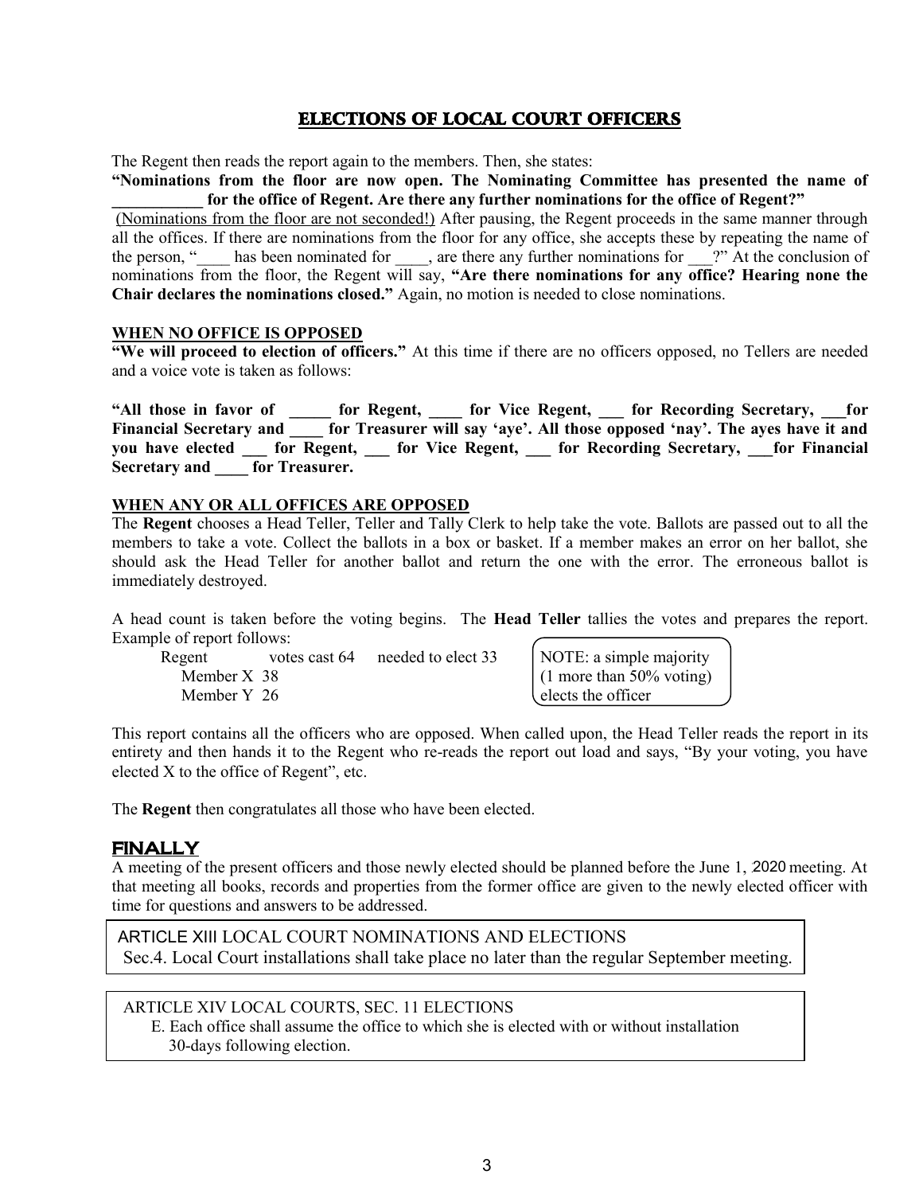## ELECTIONS OF LOCAL COURT OFFICERS

The Regent then reads the report again to the members. Then, she states:

**"Nominations from the floor are now open. The Nominating Committee has presented the name of ___________ for the office of Regent. Are there any further nominations for the office of Regent?"**

(Nominations from the floor are not seconded!) After pausing, the Regent proceeds in the same manner through all the offices. If there are nominations from the floor for any office, she accepts these by repeating the name of the person, "____ has been nominated for ____, are there any further nominations for ___?" At the conclusion of nominations from the floor, the Regent will say, **"Are there nominations for any office? Hearing none the Chair declares the nominations closed."** Again, no motion is needed to close nominations.

### WHEN NO OFFICE IS OPPOSED

**"We will proceed to election of officers."** At this time if there are no officers opposed, no Tellers are needed and a voice vote is taken as follows:

**"All those in favor of _____ for Regent, ____ for Vice Regent, ___ for Recording Secretary, ___for Financial Secretary and ____ for Treasurer will say 'aye'. All those opposed 'nay'. The ayes have it and you have elected ___ for Regent, ___ for Vice Regent, ___ for Recording Secretary, ___for Financial Secretary and ____ for Treasurer.**

### WHEN ANY OR ALL OFFICES ARE OPPOSED

The **Regent** chooses a Head Teller, Teller and Tally Clerk to help take the vote. Ballots are passed out to all the members to take a vote. Collect the ballots in a box or basket. If a member makes an error on her ballot, she should ask the Head Teller for another ballot and return the one with the error. The erroneous ballot is immediately destroyed.

A head count is taken before the voting begins. The **Head Teller** tallies the votes and prepares the report. Example of report follows:

Regent votes cast 64 needed to elect 33
Member X 38
Member Y 26

NOTE: a simple majority (1 more than 50% voting) elects the officer

This report contains all the officers who are opposed. When called upon, the Head Teller reads the report in its entirety and then hands it to the Regent who re-reads the report out load and says, "By your voting, you have elected X to the office of Regent", etc.

The **Regent** then congratulates all those who have been elected.

## FINALLY

A meeting of the present officers and those newly elected should be planned before the June 1, 2020 meeting. At that meeting all books, records and properties from the former office are given to the newly elected officer with time for questions and answers to be addressed.

ARTICLE XIII LOCAL COURT NOMINATIONS AND ELECTIONS
Sec.4. Local Court installations shall take place no later than the regular September meeting.

ARTICLE XIV LOCAL COURTS, SEC. 11 ELECTIONS
E. Each office shall assume the office to which she is elected with or without installation 30-days following election.